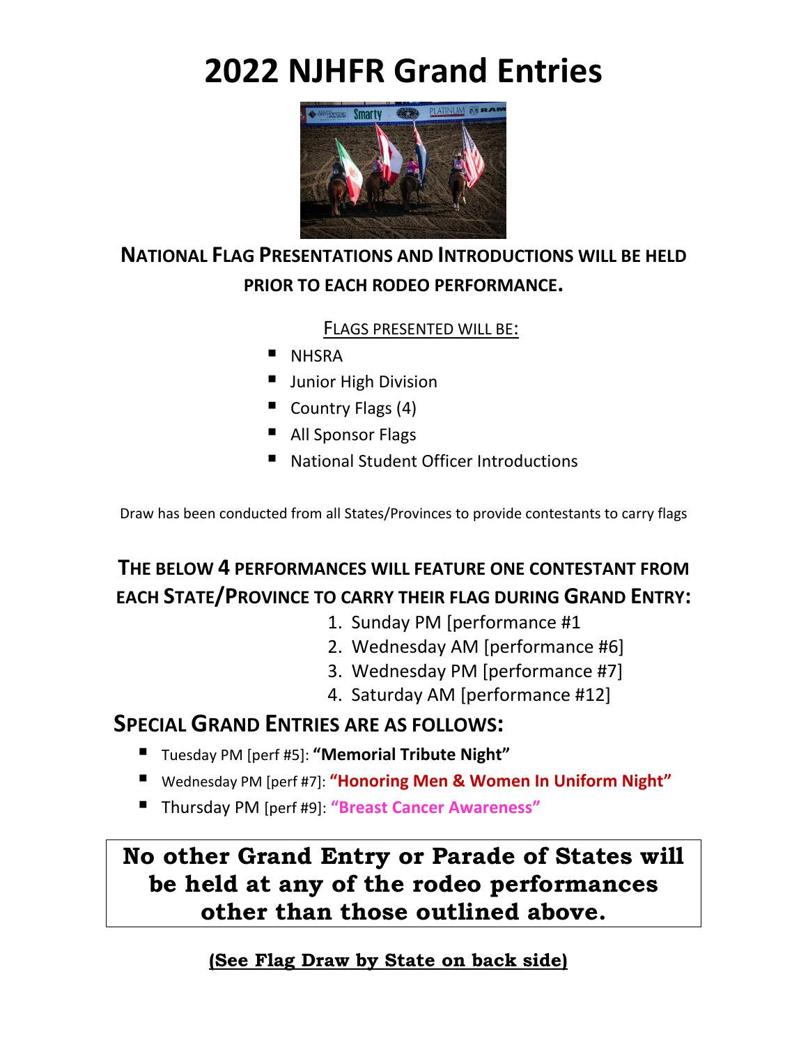# 2022 NJHFR Grand Entries

## National Flag Presentations and Introductions will be held prior to each rodeo performance.

<u>Flags presented will be:</u>

- NHSRA
- Junior High Division
- Country Flags (4)
- All Sponsor Flags
- National Student Officer Introductions

Draw has been conducted from all States/Provinces to provide contestants to carry flags

## The below 4 performances will feature one contestant from each State/Province to carry their flag during Grand Entry:

1. Sunday PM [performance #1
2. Wednesday AM [performance #6]
3. Wednesday PM [performance #7]
4. Saturday AM [performance #12]

## Special Grand Entries are as follows:

- Tuesday PM [perf #5]: **"Memorial Tribute Night"**
- Wednesday PM [perf #7]: **"Honoring Men & Women In Uniform Night"**
- Thursday PM [perf #9]: **"Breast Cancer Awareness"**

**No other Grand Entry or Parade of States will be held at any of the rodeo performances other than those outlined above.**

**<u>(See Flag Draw by State on back side)</u>**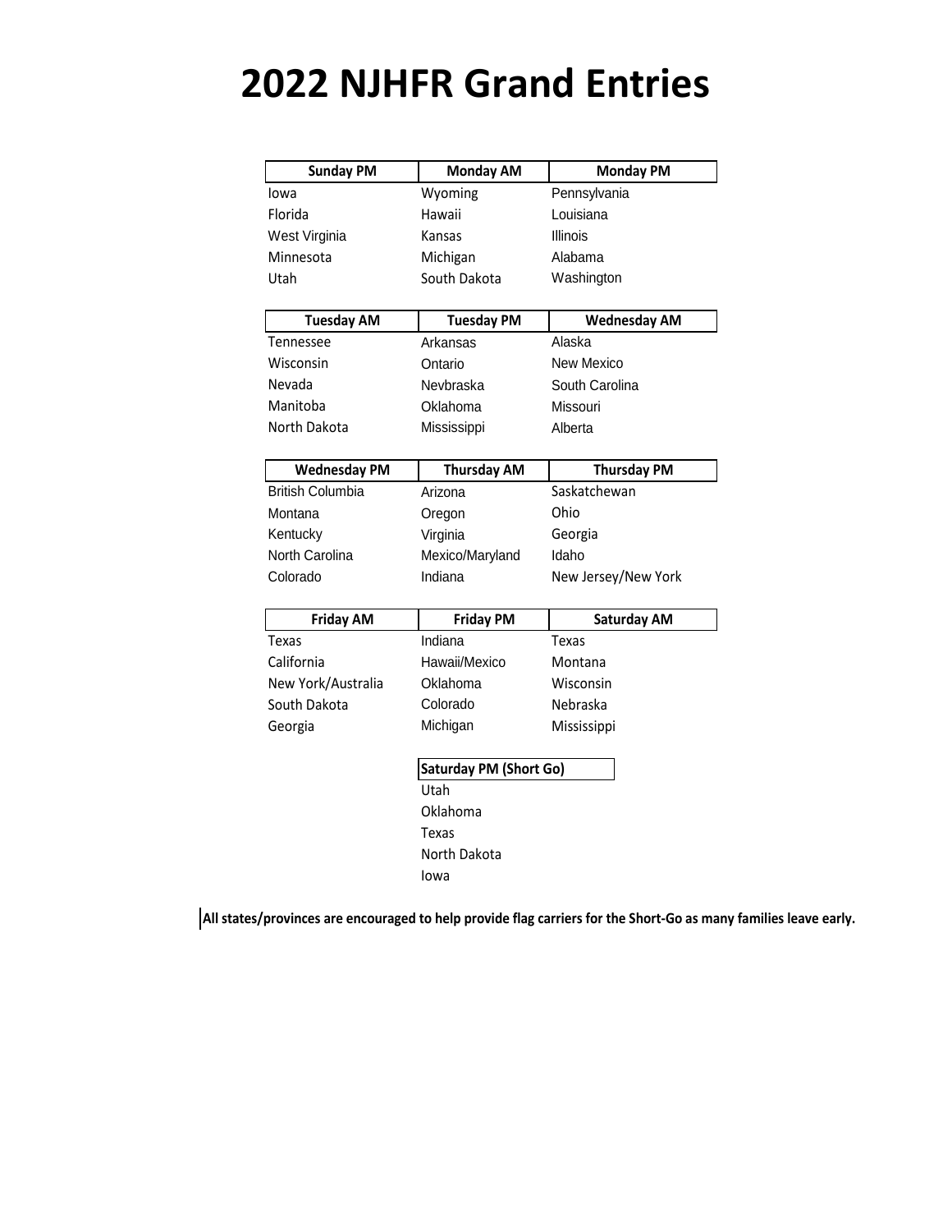# 2022 NJHFR Grand Entries

| Sunday PM | Monday AM | Monday PM |
|---|---|---|
| Iowa | Wyoming | Pennsylvania |
| Florida | Hawaii | Louisiana |
| West Virginia | Kansas | Illinois |
| Minnesota | Michigan | Alabama |
| Utah | South Dakota | Washington |

| Tuesday AM | Tuesday PM | Wednesday AM |
|---|---|---|
| Tennessee | Arkansas | Alaska |
| Wisconsin | Ontario | New Mexico |
| Nevada | Nevbraska | South Carolina |
| Manitoba | Oklahoma | Missouri |
| North Dakota | Mississippi | Alberta |

| Wednesday PM | Thursday AM | Thursday PM |
|---|---|---|
| British Columbia | Arizona | Saskatchewan |
| Montana | Oregon | Ohio |
| Kentucky | Virginia | Georgia |
| North Carolina | Mexico/Maryland | Idaho |
| Colorado | Indiana | New Jersey/New York |

| Friday AM | Friday PM | Saturday AM |
|---|---|---|
| Texas | Indiana | Texas |
| California | Hawaii/Mexico | Montana |
| New York/Australia | Oklahoma | Wisconsin |
| South Dakota | Colorado | Nebraska |
| Georgia | Michigan | Mississippi |

| Saturday PM (Short Go) |
|---|
| Utah |
| Oklahoma |
| Texas |
| North Dakota |
| Iowa |

**All states/provinces are encouraged to help provide flag carriers for the Short-Go as many families leave early.**